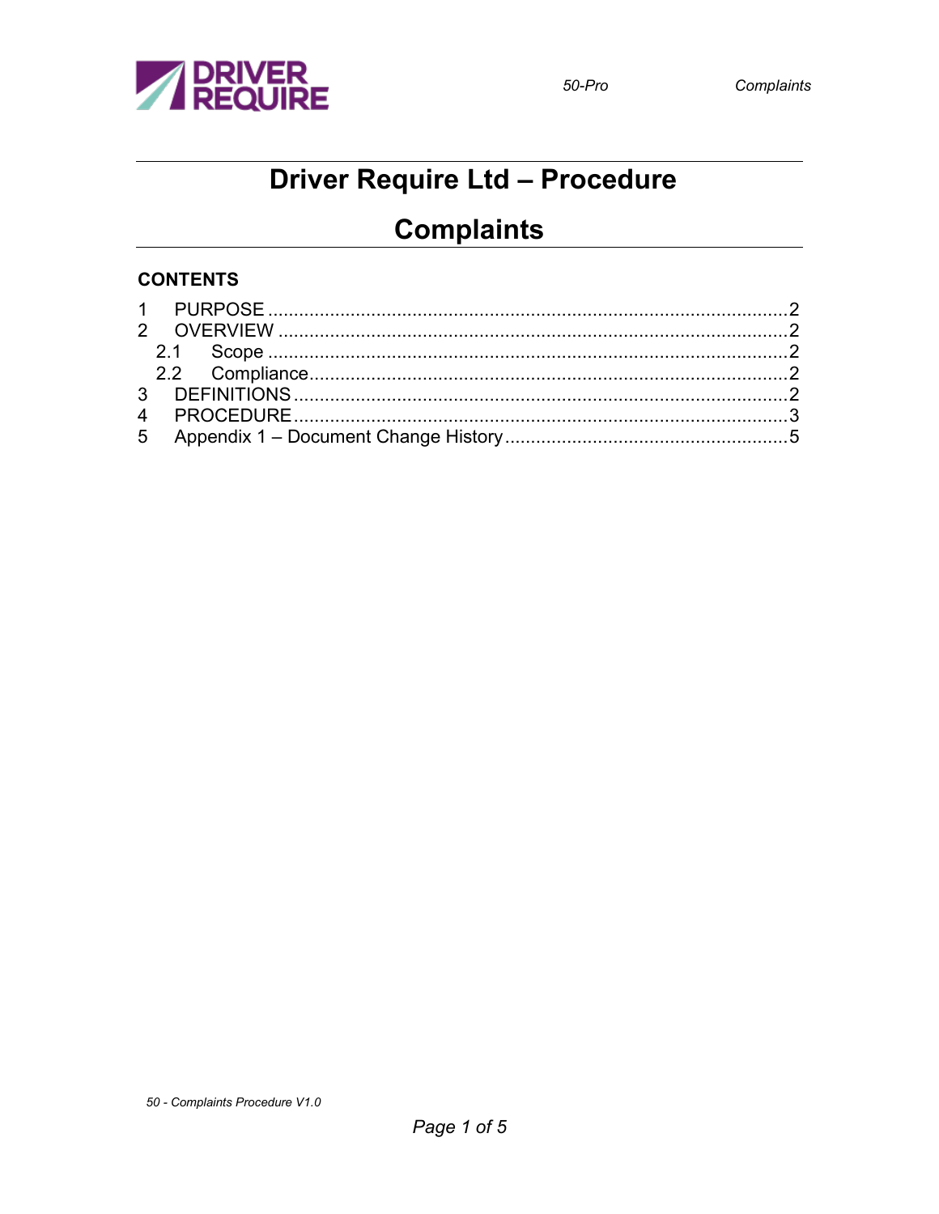# Driver Require Ltd – Procedure

# Complaints

## CONTENTS

1 PURPOSE ........................................................................................................2
2 OVERVIEW ......................................................................................................2
  2.1 Scope .......................................................................................................2
  2.2 Compliance...............................................................................................2
3 DEFINITIONS ...................................................................................................2
4 PROCEDURE ...................................................................................................3
5 Appendix 1 – Document Change History ........................................................5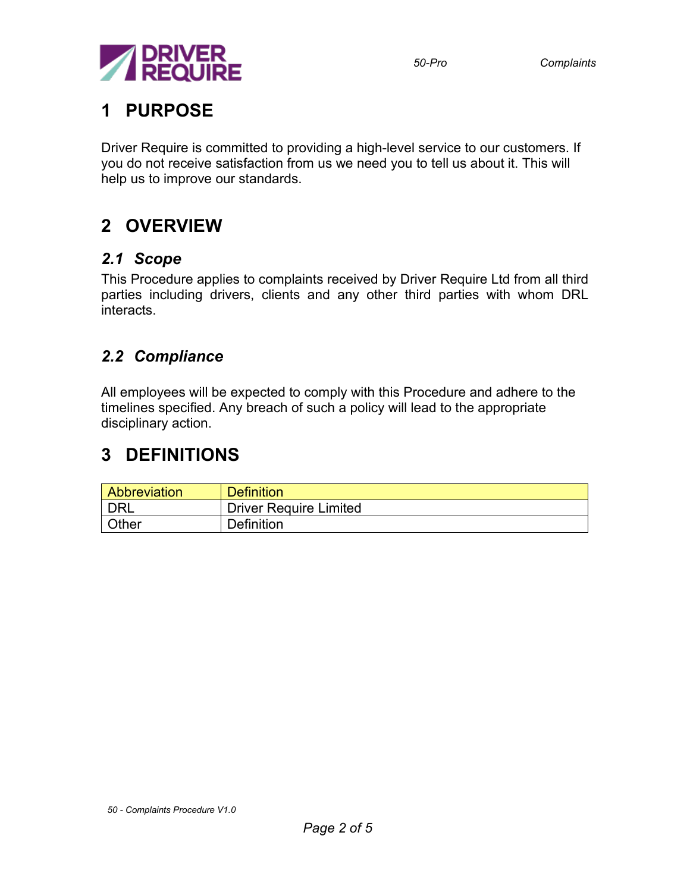# 1 PURPOSE

Driver Require is committed to providing a high-level service to our customers. If you do not receive satisfaction from us we need you to tell us about it. This will help us to improve our standards.

# 2 OVERVIEW

## *2.1 Scope*

This Procedure applies to complaints received by Driver Require Ltd from all third parties including drivers, clients and any other third parties with whom DRL interacts.

## *2.2 Compliance*

All employees will be expected to comply with this Procedure and adhere to the timelines specified. Any breach of such a policy will lead to the appropriate disciplinary action.

# 3 DEFINITIONS

| Abbreviation | Definition |
| --- | --- |
| DRL | Driver Require Limited |
| Other | Definition |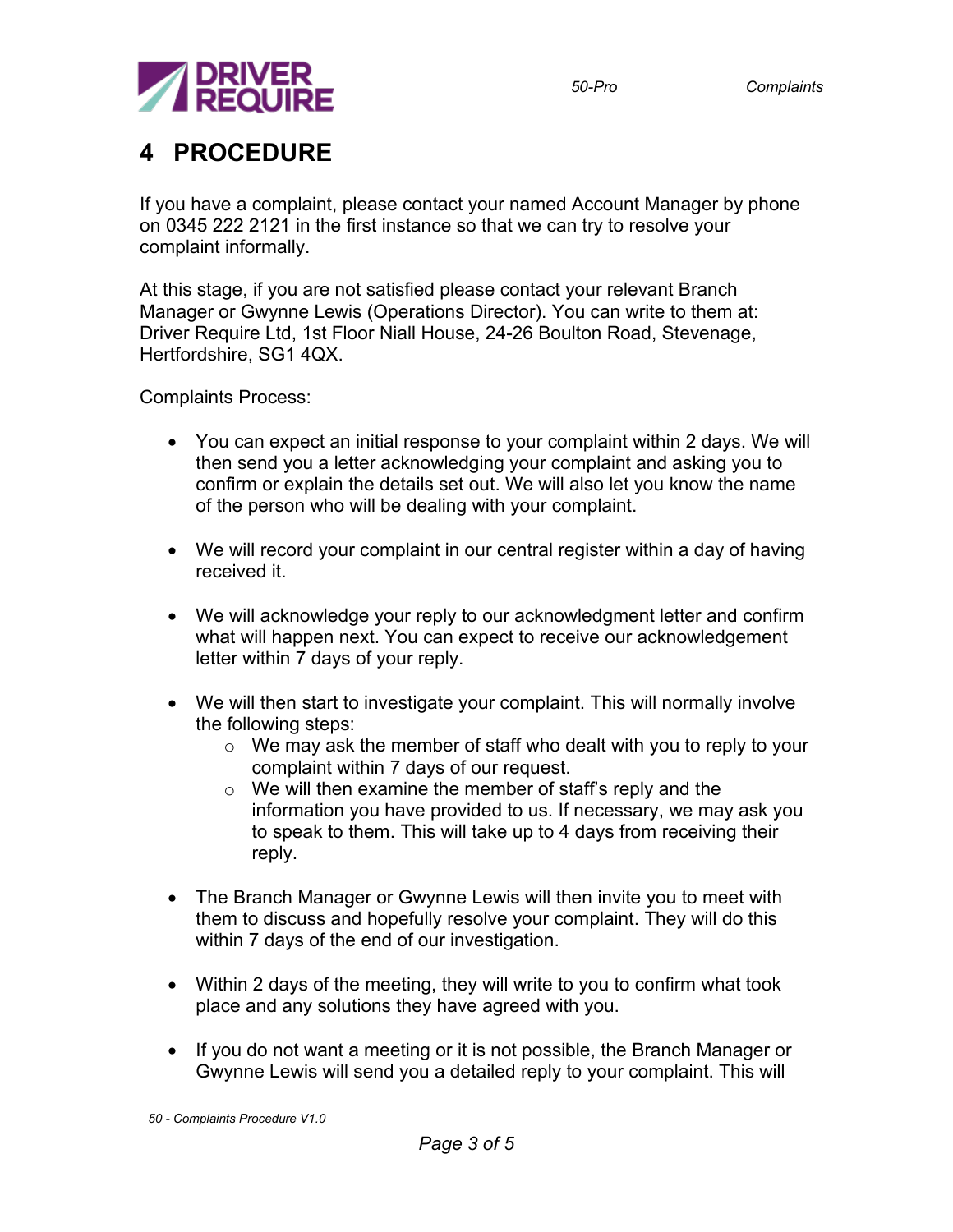# 4 PROCEDURE

If you have a complaint, please contact your named Account Manager by phone on 0345 222 2121 in the first instance so that we can try to resolve your complaint informally.

At this stage, if you are not satisfied please contact your relevant Branch Manager or Gwynne Lewis (Operations Director). You can write to them at: Driver Require Ltd, 1st Floor Niall House, 24-26 Boulton Road, Stevenage, Hertfordshire, SG1 4QX.

Complaints Process:

- You can expect an initial response to your complaint within 2 days. We will then send you a letter acknowledging your complaint and asking you to confirm or explain the details set out. We will also let you know the name of the person who will be dealing with your complaint.

- We will record your complaint in our central register within a day of having received it.

- We will acknowledge your reply to our acknowledgment letter and confirm what will happen next. You can expect to receive our acknowledgement letter within 7 days of your reply.

- We will then start to investigate your complaint. This will normally involve the following steps:
    - We may ask the member of staff who dealt with you to reply to your complaint within 7 days of our request.
    - We will then examine the member of staff's reply and the information you have provided to us. If necessary, we may ask you to speak to them. This will take up to 4 days from receiving their reply.

- The Branch Manager or Gwynne Lewis will then invite you to meet with them to discuss and hopefully resolve your complaint. They will do this within 7 days of the end of our investigation.

- Within 2 days of the meeting, they will write to you to confirm what took place and any solutions they have agreed with you.

- If you do not want a meeting or it is not possible, the Branch Manager or Gwynne Lewis will send you a detailed reply to your complaint. This will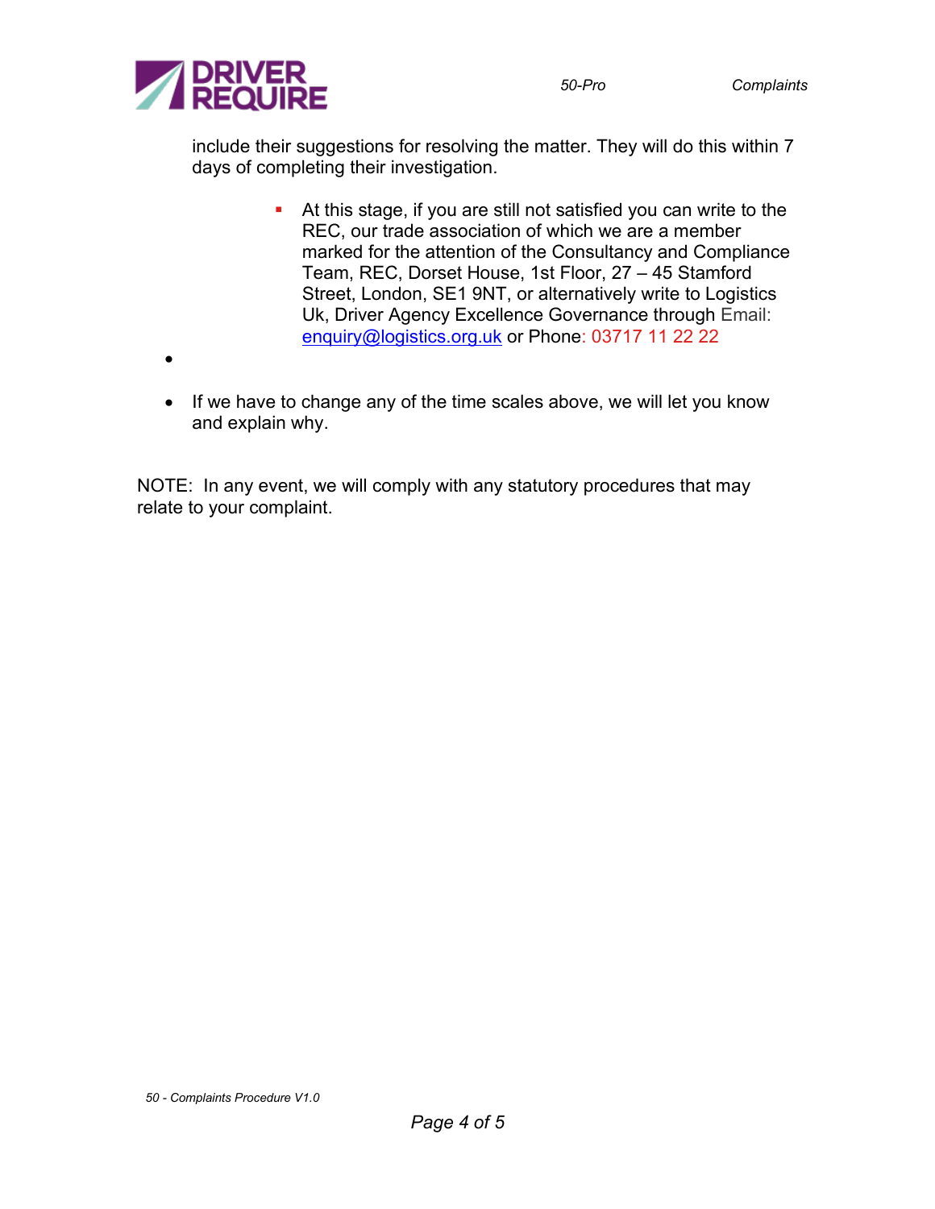include their suggestions for resolving the matter. They will do this within 7 days of completing their investigation.

  - At this stage, if you are still not satisfied you can write to the REC, our trade association of which we are a member marked for the attention of the Consultancy and Compliance Team, REC, Dorset House, 1st Floor, 27 – 45 Stamford Street, London, SE1 9NT, or alternatively write to Logistics Uk, Driver Agency Excellence Governance through Email: enquiry@logistics.org.uk or Phone: 03717 11 22 22

- If we have to change any of the time scales above, we will let you know and explain why.

NOTE: In any event, we will comply with any statutory procedures that may relate to your complaint.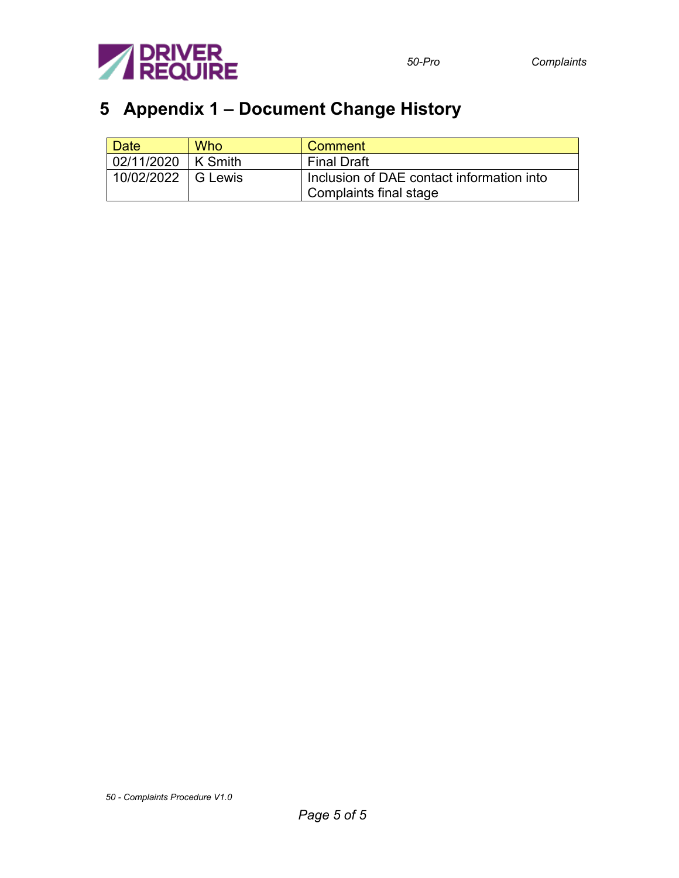# 5 Appendix 1 – Document Change History

| Date | Who | Comment |
| --- | --- | --- |
| 02/11/2020 | K Smith | Final Draft |
| 10/02/2022 | G Lewis | Inclusion of DAE contact information into Complaints final stage |